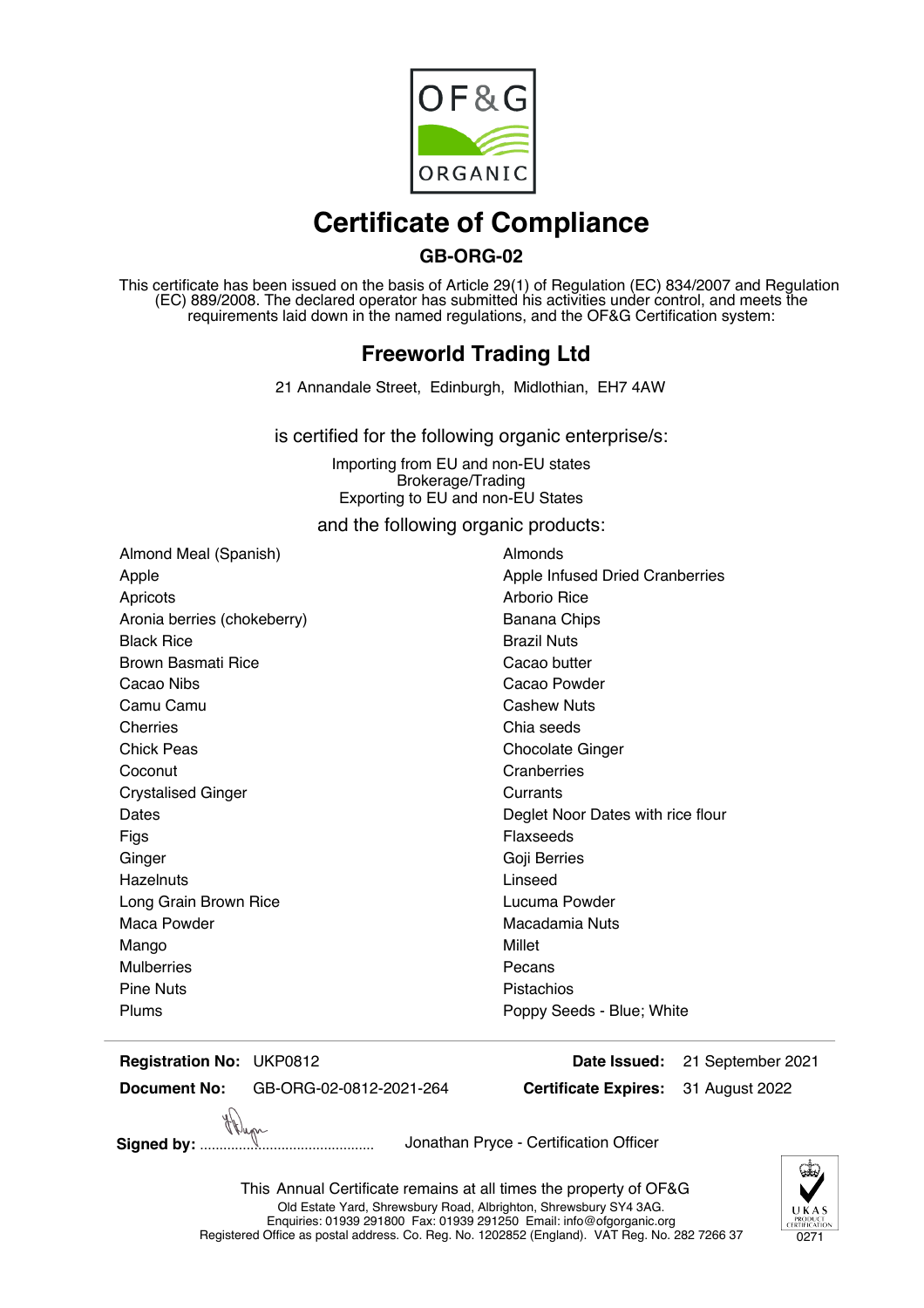OF&G ORGANIC

# Certificate of Compliance

## GB-ORG-02

This certificate has been issued on the basis of Article 29(1) of Regulation (EC) 834/2007 and Regulation (EC) 889/2008. The declared operator has submitted his activities under control, and meets the requirements laid down in the named regulations, and the OF&G Certification system:

## Freeworld Trading Ltd

21 Annandale Street, Edinburgh, Midlothian, EH7 4AW

is certified for the following organic enterprise/s:

Importing from EU and non-EU states
Brokerage/Trading
Exporting to EU and non-EU States

and the following organic products:

- Almond Meal (Spanish)
- Almonds
- Apple
- Apple Infused Dried Cranberries
- Apricots
- Arborio Rice
- Aronia berries (chokeberry)
- Banana Chips
- Black Rice
- Brazil Nuts
- Brown Basmati Rice
- Cacao butter
- Cacao Nibs
- Cacao Powder
- Camu Camu
- Cashew Nuts
- Cherries
- Chia seeds
- Chick Peas
- Chocolate Ginger
- Coconut
- Cranberries
- Crystalised Ginger
- Currants
- Dates
- Deglet Noor Dates with rice flour
- Figs
- Flaxseeds
- Ginger
- Goji Berries
- Hazelnuts
- Linseed
- Long Grain Brown Rice
- Lucuma Powder
- Maca Powder
- Macadamia Nuts
- Mango
- Millet
- Mulberries
- Pecans
- Pine Nuts
- Pistachios
- Plums
- Poppy Seeds - Blue; White

**Registration No:** UKP0812
**Date Issued:** 21 September 2021
**Document No:** GB-ORG-02-0812-2021-264
**Certificate Expires:** 31 August 2022

**Signed by:** ............................................ Jonathan Pryce - Certification Officer

This Annual Certificate remains at all times the property of OF&G
Old Estate Yard, Shrewsbury Road, Albrighton, Shrewsbury SY4 3AG.
Enquiries: 01939 291800 Fax: 01939 291250 Email: info@ofgorganic.org
Registered Office as postal address. Co. Reg. No. 1202852 (England). VAT Reg. No. 282 7266 37

UKAS PRODUCT CERTIFICATION 0271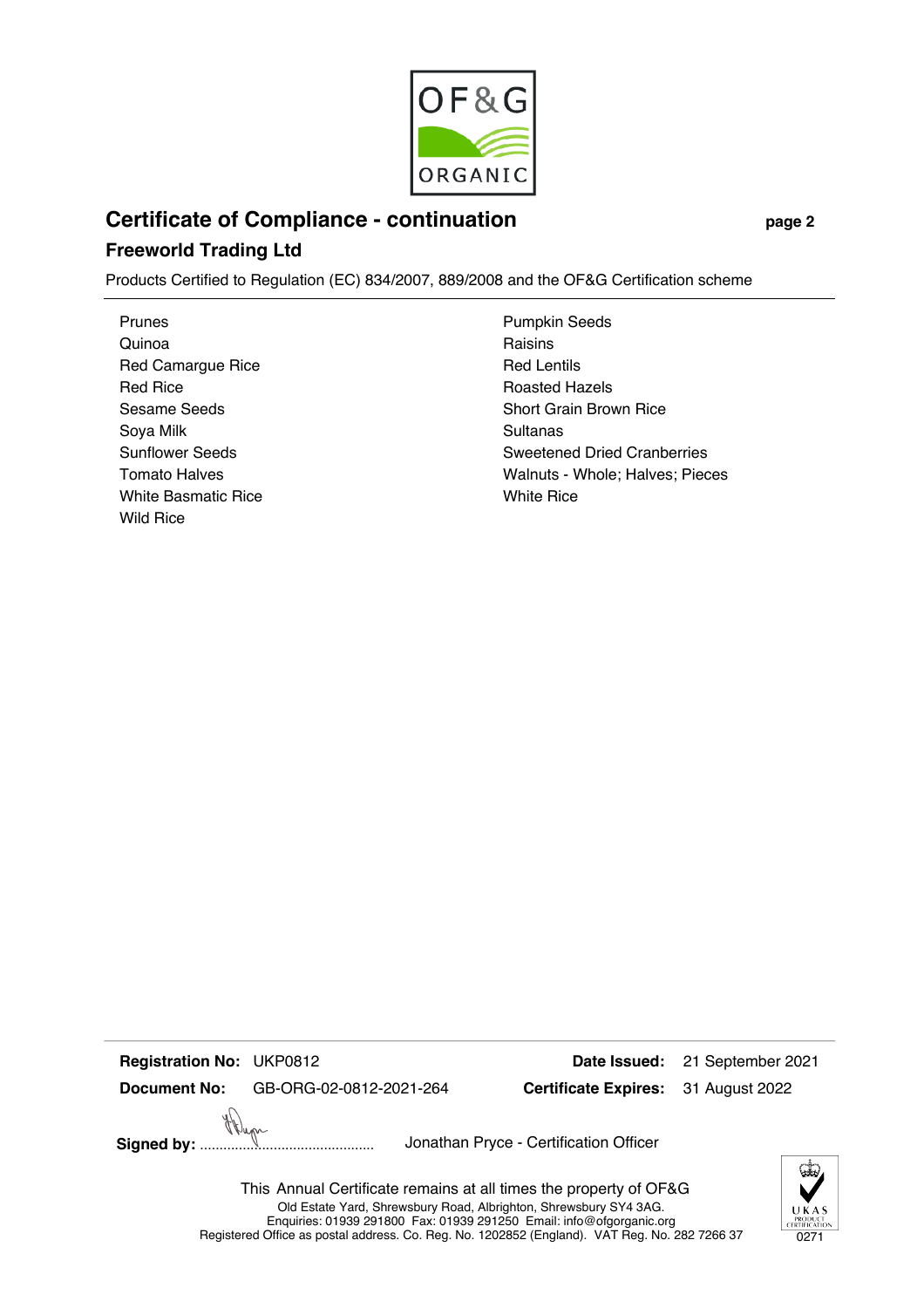OF&G
ORGANIC

# Certificate of Compliance - continuation

page 2

## Freeworld Trading Ltd

Products Certified to Regulation (EC) 834/2007, 889/2008 and the OF&G Certification scheme

- Prunes
- Pumpkin Seeds
- Quinoa
- Raisins
- Red Camargue Rice
- Red Lentils
- Red Rice
- Roasted Hazels
- Sesame Seeds
- Short Grain Brown Rice
- Soya Milk
- Sultanas
- Sunflower Seeds
- Sweetened Dried Cranberries
- Tomato Halves
- Walnuts - Whole; Halves; Pieces
- White Basmatic Rice
- White Rice
- Wild Rice

**Registration No:** UKP0812

**Document No:** GB-ORG-02-0812-2021-264

**Date Issued:** 21 September 2021

**Certificate Expires:** 31 August 2022

**Signed by:** ............................................ Jonathan Pryce - Certification Officer

This Annual Certificate remains at all times the property of OF&G

Old Estate Yard, Shrewsbury Road, Albrighton, Shrewsbury SY4 3AG.
Enquiries: 01939 291800 Fax: 01939 291250 Email: info@ofgorganic.org
Registered Office as postal address. Co. Reg. No. 1202852 (England). VAT Reg. No. 282 7266 37

UKAS PRODUCT CERTIFICATION 0271